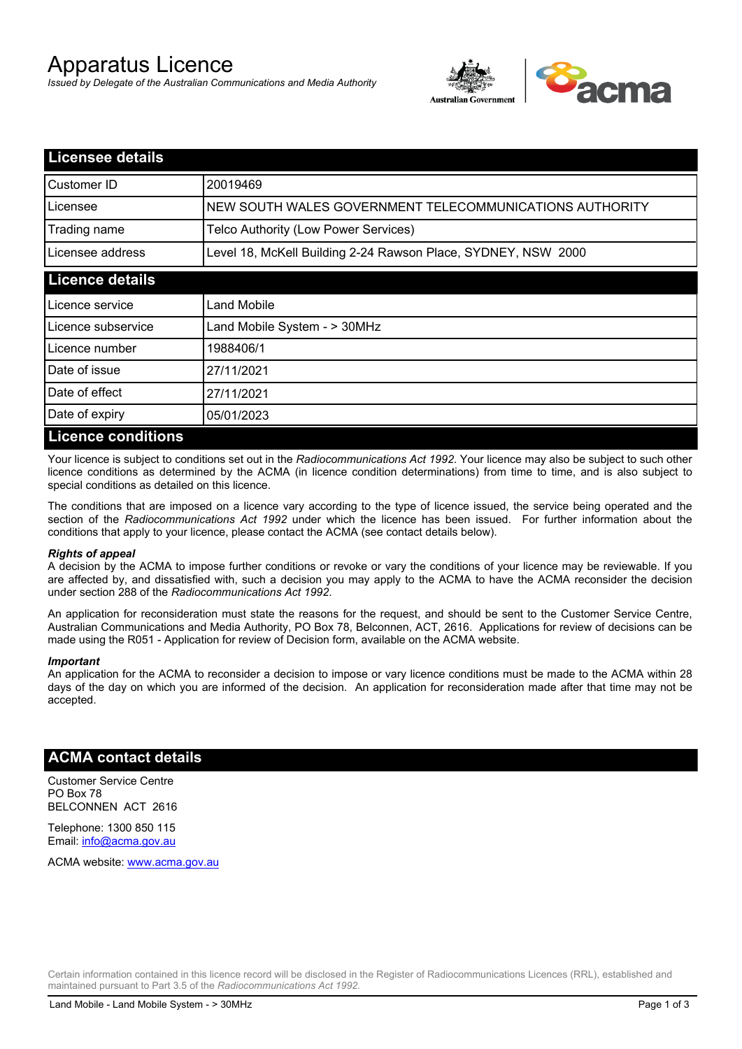# Apparatus Licence

*Issued by Delegate of the Australian Communications and Media Authority*

## Licensee details

| | |
|---|---|
| Customer ID | 20019469 |
| Licensee | NEW SOUTH WALES GOVERNMENT TELECOMMUNICATIONS AUTHORITY |
| Trading name | Telco Authority (Low Power Services) |
| Licensee address | Level 18, McKell Building 2-24 Rawson Place, SYDNEY, NSW 2000 |

## Licence details

| | |
|---|---|
| Licence service | Land Mobile |
| Licence subservice | Land Mobile System - > 30MHz |
| Licence number | 1988406/1 |
| Date of issue | 27/11/2021 |
| Date of effect | 27/11/2021 |
| Date of expiry | 05/01/2023 |

## Licence conditions

Your licence is subject to conditions set out in the *Radiocommunications Act 1992*. Your licence may also be subject to such other licence conditions as determined by the ACMA (in licence condition determinations) from time to time, and is also subject to special conditions as detailed on this licence.

The conditions that are imposed on a licence vary according to the type of licence issued, the service being operated and the section of the *Radiocommunications Act 1992* under which the licence has been issued. For further information about the conditions that apply to your licence, please contact the ACMA (see contact details below).

***Rights of appeal***

A decision by the ACMA to impose further conditions or revoke or vary the conditions of your licence may be reviewable. If you are affected by, and dissatisfied with, such a decision you may apply to the ACMA to have the ACMA reconsider the decision under section 288 of the *Radiocommunications Act 1992*.

An application for reconsideration must state the reasons for the request, and should be sent to the Customer Service Centre, Australian Communications and Media Authority, PO Box 78, Belconnen, ACT, 2616. Applications for review of decisions can be made using the R051 - Application for review of Decision form, available on the ACMA website.

***Important***

An application for the ACMA to reconsider a decision to impose or vary licence conditions must be made to the ACMA within 28 days of the day on which you are informed of the decision. An application for reconsideration made after that time may not be accepted.

## ACMA contact details

Customer Service Centre
PO Box 78
BELCONNEN ACT 2616

Telephone: 1300 850 115
Email: info@acma.gov.au

ACMA website: www.acma.gov.au

Certain information contained in this licence record will be disclosed in the Register of Radiocommunications Licences (RRL), established and maintained pursuant to Part 3.5 of the *Radiocommunications Act 1992.*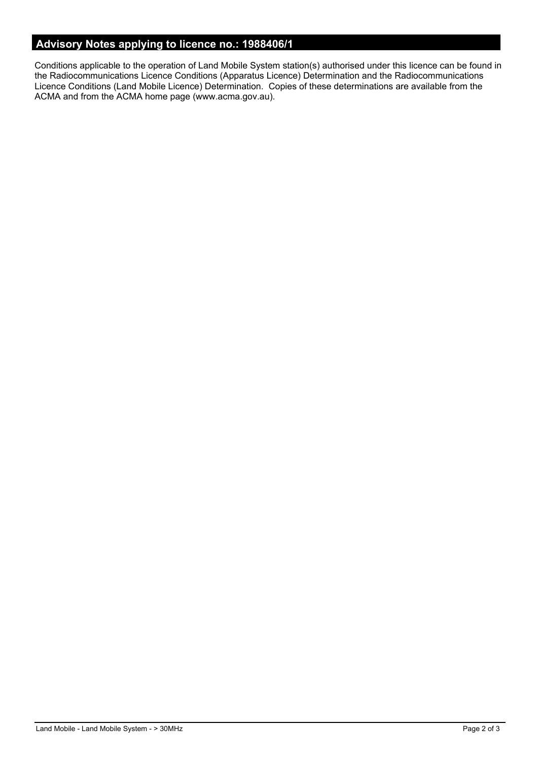## Advisory Notes applying to licence no.: 1988406/1

Conditions applicable to the operation of Land Mobile System station(s) authorised under this licence can be found in the Radiocommunications Licence Conditions (Apparatus Licence) Determination and the Radiocommunications Licence Conditions (Land Mobile Licence) Determination. Copies of these determinations are available from the ACMA and from the ACMA home page (www.acma.gov.au).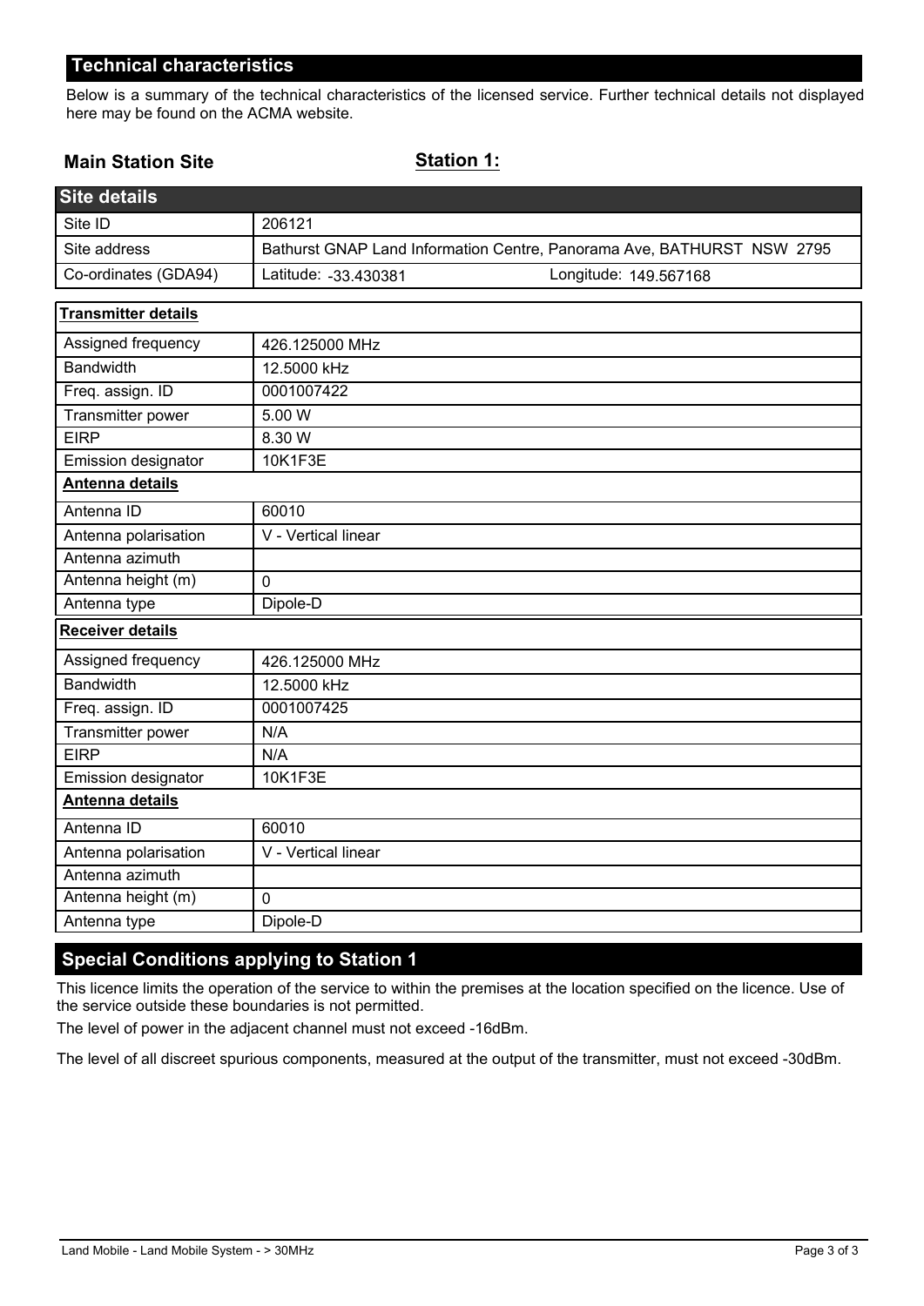## Technical characteristics

Below is a summary of the technical characteristics of the licensed service. Further technical details not displayed here may be found on the ACMA website.

**Main Station Site** **Station 1:**

| Site details | |
|---|---|
| Site ID | 206121 |
| Site address | Bathurst GNAP Land Information Centre, Panorama Ave, BATHURST NSW 2795 |
| Co-ordinates (GDA94) | Latitude: -33.430381 Longitude: 149.567168 |

| **Transmitter details** | |
|---|---|
| Assigned frequency | 426.125000 MHz |
| Bandwidth | 12.5000 kHz |
| Freq. assign. ID | 0001007422 |
| Transmitter power | 5.00 W |
| EIRP | 8.30 W |
| Emission designator | 10K1F3E |
| **Antenna details** | |
| Antenna ID | 60010 |
| Antenna polarisation | V - Vertical linear |
| Antenna azimuth | |
| Antenna height (m) | 0 |
| Antenna type | Dipole-D |
| **Receiver details** | |
| Assigned frequency | 426.125000 MHz |
| Bandwidth | 12.5000 kHz |
| Freq. assign. ID | 0001007425 |
| Transmitter power | N/A |
| EIRP | N/A |
| Emission designator | 10K1F3E |
| **Antenna details** | |
| Antenna ID | 60010 |
| Antenna polarisation | V - Vertical linear |
| Antenna azimuth | |
| Antenna height (m) | 0 |
| Antenna type | Dipole-D |

## Special Conditions applying to Station 1

This licence limits the operation of the service to within the premises at the location specified on the licence. Use of the service outside these boundaries is not permitted.

The level of power in the adjacent channel must not exceed -16dBm.

The level of all discreet spurious components, measured at the output of the transmitter, must not exceed -30dBm.